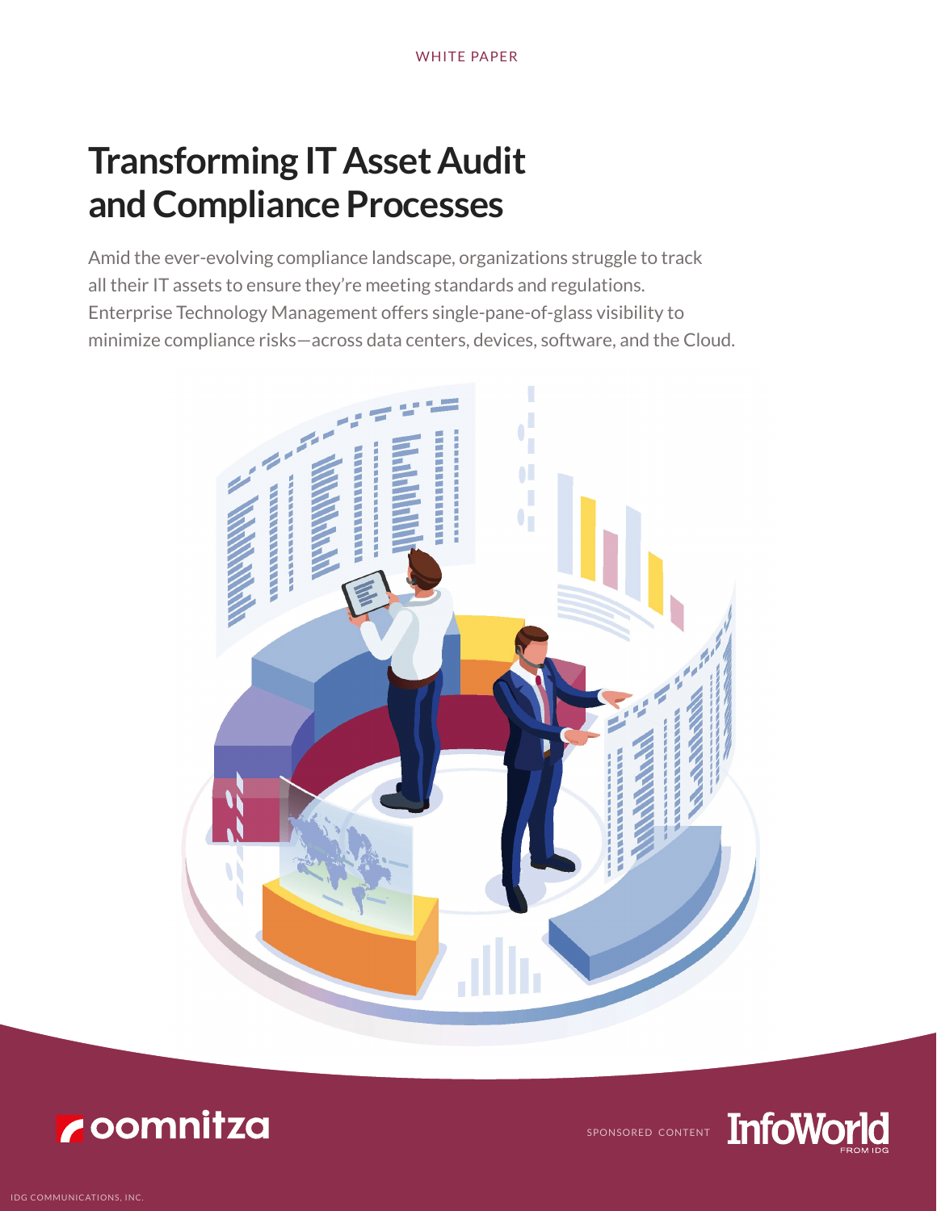WHITE PAPER

# Transforming IT Asset Audit and Compliance Processes

Amid the ever-evolving compliance landscape, organizations struggle to track all their IT assets to ensure they're meeting standards and regulations. Enterprise Technology Management offers single-pane-of-glass visibility to minimize compliance risks—across data centers, devices, software, and the Cloud.

oomnitza

SPONSORED CONTENT InfoWorld FROM IDG

IDG COMMUNICATIONS, INC.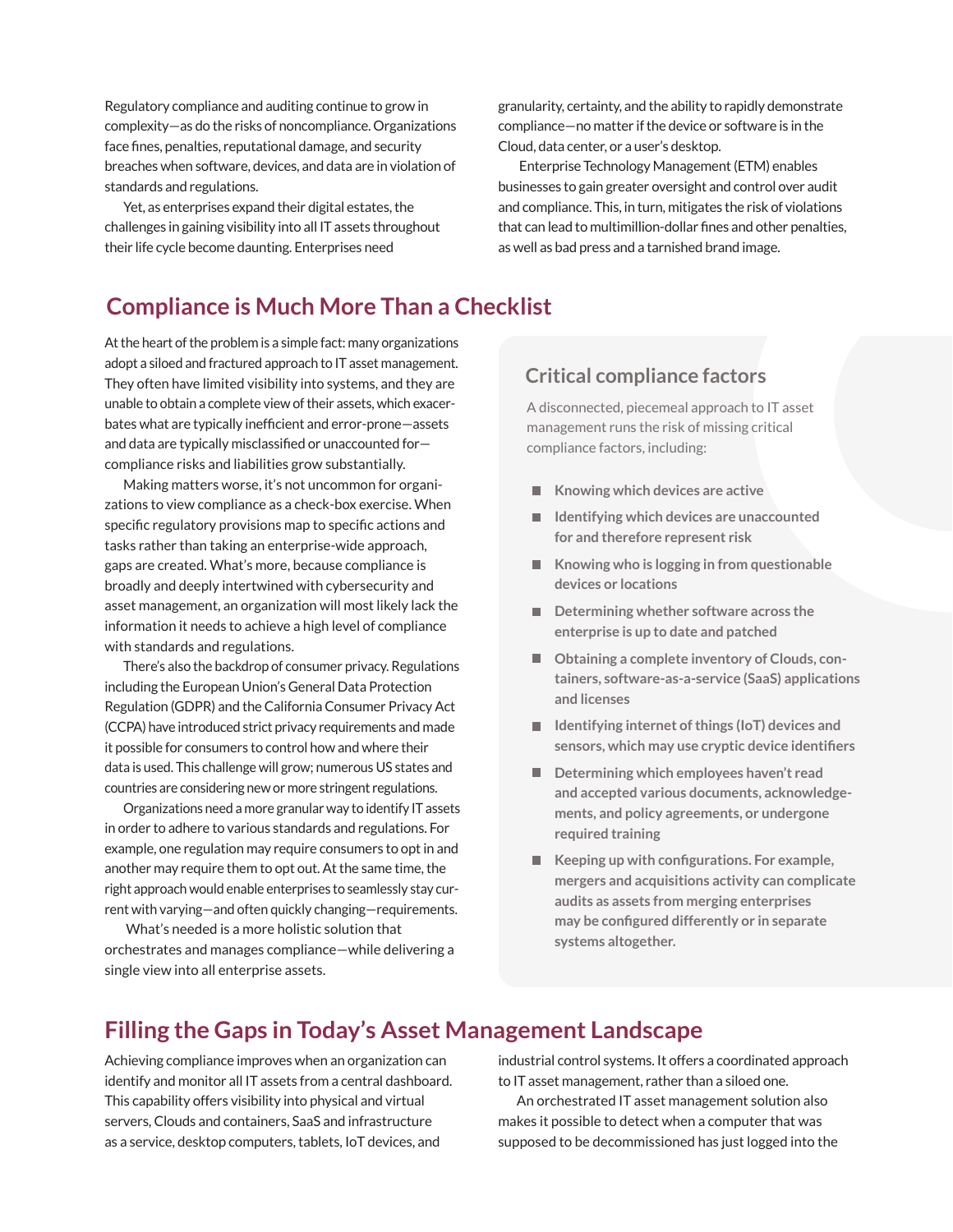Regulatory compliance and auditing continue to grow in complexity—as do the risks of noncompliance. Organizations face fines, penalties, reputational damage, and security breaches when software, devices, and data are in violation of standards and regulations.

Yet, as enterprises expand their digital estates, the challenges in gaining visibility into all IT assets throughout their life cycle become daunting. Enterprises need granularity, certainty, and the ability to rapidly demonstrate compliance—no matter if the device or software is in the Cloud, data center, or a user's desktop.

Enterprise Technology Management (ETM) enables businesses to gain greater oversight and control over audit and compliance. This, in turn, mitigates the risk of violations that can lead to multimillion-dollar fines and other penalties, as well as bad press and a tarnished brand image.

## Compliance is Much More Than a Checklist

At the heart of the problem is a simple fact: many organizations adopt a siloed and fractured approach to IT asset management. They often have limited visibility into systems, and they are unable to obtain a complete view of their assets, which exacerbates what are typically inefficient and error-prone—assets and data are typically misclassified or unaccounted for—compliance risks and liabilities grow substantially.

Making matters worse, it's not uncommon for organizations to view compliance as a check-box exercise. When specific regulatory provisions map to specific actions and tasks rather than taking an enterprise-wide approach, gaps are created. What's more, because compliance is broadly and deeply intertwined with cybersecurity and asset management, an organization will most likely lack the information it needs to achieve a high level of compliance with standards and regulations.

There's also the backdrop of consumer privacy. Regulations including the European Union's General Data Protection Regulation (GDPR) and the California Consumer Privacy Act (CCPA) have introduced strict privacy requirements and made it possible for consumers to control how and where their data is used. This challenge will grow; numerous US states and countries are considering new or more stringent regulations.

Organizations need a more granular way to identify IT assets in order to adhere to various standards and regulations. For example, one regulation may require consumers to opt in and another may require them to opt out. At the same time, the right approach would enable enterprises to seamlessly stay current with varying—and often quickly changing—requirements.

What's needed is a more holistic solution that orchestrates and manages compliance—while delivering a single view into all enterprise assets.

### Critical compliance factors

A disconnected, piecemeal approach to IT asset management runs the risk of missing critical compliance factors, including:

- **Knowing which devices are active**
- **Identifying which devices are unaccounted for and therefore represent risk**
- **Knowing who is logging in from questionable devices or locations**
- **Determining whether software across the enterprise is up to date and patched**
- **Obtaining a complete inventory of Clouds, containers, software-as-a-service (SaaS) applications and licenses**
- **Identifying internet of things (IoT) devices and sensors, which may use cryptic device identifiers**
- **Determining which employees haven't read and accepted various documents, acknowledgements, and policy agreements, or undergone required training**
- **Keeping up with configurations. For example, mergers and acquisitions activity can complicate audits as assets from merging enterprises may be configured differently or in separate systems altogether.**

## Filling the Gaps in Today's Asset Management Landscape

Achieving compliance improves when an organization can identify and monitor all IT assets from a central dashboard. This capability offers visibility into physical and virtual servers, Clouds and containers, SaaS and infrastructure as a service, desktop computers, tablets, IoT devices, and industrial control systems. It offers a coordinated approach to IT asset management, rather than a siloed one.

An orchestrated IT asset management solution also makes it possible to detect when a computer that was supposed to be decommissioned has just logged into the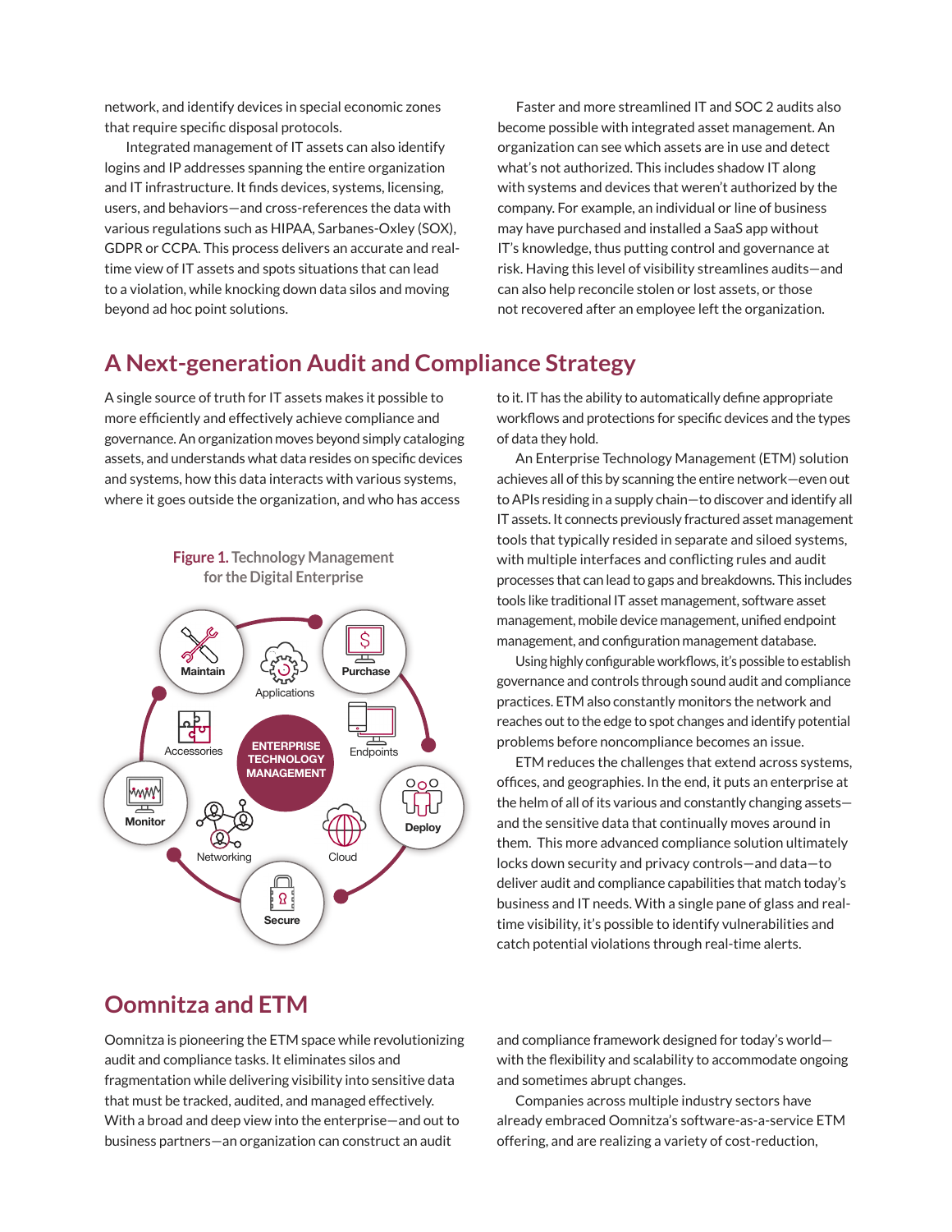network, and identify devices in special economic zones that require specific disposal protocols.

Integrated management of IT assets can also identify logins and IP addresses spanning the entire organization and IT infrastructure. It finds devices, systems, licensing, users, and behaviors—and cross-references the data with various regulations such as HIPAA, Sarbanes-Oxley (SOX), GDPR or CCPA. This process delivers an accurate and real-time view of IT assets and spots situations that can lead to a violation, while knocking down data silos and moving beyond ad hoc point solutions.

Faster and more streamlined IT and SOC 2 audits also become possible with integrated asset management. An organization can see which assets are in use and detect what's not authorized. This includes shadow IT along with systems and devices that weren't authorized by the company. For example, an individual or line of business may have purchased and installed a SaaS app without IT's knowledge, thus putting control and governance at risk. Having this level of visibility streamlines audits—and can also help reconcile stolen or lost assets, or those not recovered after an employee left the organization.

## A Next-generation Audit and Compliance Strategy

A single source of truth for IT assets makes it possible to more efficiently and effectively achieve compliance and governance. An organization moves beyond simply cataloging assets, and understands what data resides on specific devices and systems, how this data interacts with various systems, where it goes outside the organization, and who has access to it. IT has the ability to automatically define appropriate workflows and protections for specific devices and the types of data they hold.

**Figure 1.** Technology Management for the Digital Enterprise

Maintain · Applications · Purchase · Accessories · ENTERPRISE TECHNOLOGY MANAGEMENT · Endpoints · Monitor · Networking · Cloud · Deploy · Secure

An Enterprise Technology Management (ETM) solution achieves all of this by scanning the entire network—even out to APIs residing in a supply chain—to discover and identify all IT assets. It connects previously fractured asset management tools that typically resided in separate and siloed systems, with multiple interfaces and conflicting rules and audit processes that can lead to gaps and breakdowns. This includes tools like traditional IT asset management, software asset management, mobile device management, unified endpoint management, and configuration management database.

Using highly configurable workflows, it's possible to establish governance and controls through sound audit and compliance practices. ETM also constantly monitors the network and reaches out to the edge to spot changes and identify potential problems before noncompliance becomes an issue.

ETM reduces the challenges that extend across systems, offices, and geographies. In the end, it puts an enterprise at the helm of all of its various and constantly changing assets—and the sensitive data that continually moves around in them. This more advanced compliance solution ultimately locks down security and privacy controls—and data—to deliver audit and compliance capabilities that match today's business and IT needs. With a single pane of glass and real-time visibility, it's possible to identify vulnerabilities and catch potential violations through real-time alerts.

## Oomnitza and ETM

Oomnitza is pioneering the ETM space while revolutionizing audit and compliance tasks. It eliminates silos and fragmentation while delivering visibility into sensitive data that must be tracked, audited, and managed effectively. With a broad and deep view into the enterprise—and out to business partners—an organization can construct an audit and compliance framework designed for today's world—with the flexibility and scalability to accommodate ongoing and sometimes abrupt changes.

Companies across multiple industry sectors have already embraced Oomnitza's software-as-a-service ETM offering, and are realizing a variety of cost-reduction,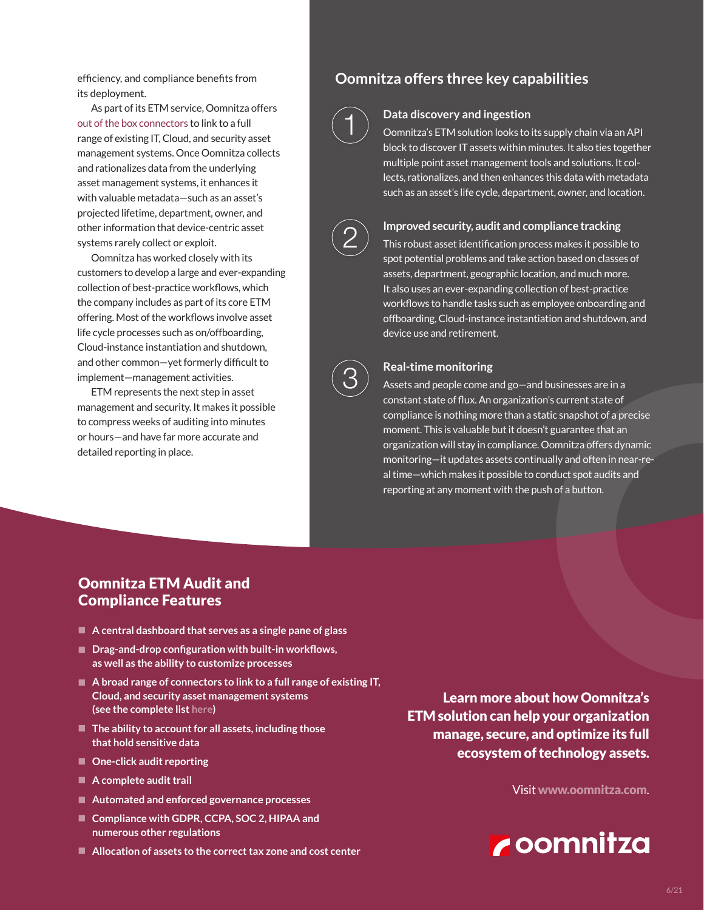efficiency, and compliance benefits from its deployment.

As part of its ETM service, Oomnitza offers out of the box connectors to link to a full range of existing IT, Cloud, and security asset management systems. Once Oomnitza collects and rationalizes data from the underlying asset management systems, it enhances it with valuable metadata—such as an asset's projected lifetime, department, owner, and other information that device-centric asset systems rarely collect or exploit.

Oomnitza has worked closely with its customers to develop a large and ever-expanding collection of best-practice workflows, which the company includes as part of its core ETM offering. Most of the workflows involve asset life cycle processes such as on/offboarding, Cloud-instance instantiation and shutdown, and other common—yet formerly difficult to implement—management activities.

ETM represents the next step in asset management and security. It makes it possible to compress weeks of auditing into minutes or hours—and have far more accurate and detailed reporting in place.

## Oomnitza offers three key capabilities

### 1 Data discovery and ingestion

Oomnitza's ETM solution looks to its supply chain via an API block to discover IT assets within minutes. It also ties together multiple point asset management tools and solutions. It collects, rationalizes, and then enhances this data with metadata such as an asset's life cycle, department, owner, and location.

### 2 Improved security, audit and compliance tracking

This robust asset identification process makes it possible to spot potential problems and take action based on classes of assets, department, geographic location, and much more. It also uses an ever-expanding collection of best-practice workflows to handle tasks such as employee onboarding and offboarding, Cloud-instance instantiation and shutdown, and device use and retirement.

### 3 Real-time monitoring

Assets and people come and go—and businesses are in a constant state of flux. An organization's current state of compliance is nothing more than a static snapshot of a precise moment. This is valuable but it doesn't guarantee that an organization will stay in compliance. Oomnitza offers dynamic monitoring—it updates assets continually and often in near-real time—which makes it possible to conduct spot audits and reporting at any moment with the push of a button.

## Oomnitza ETM Audit and Compliance Features

- **A central dashboard that serves as a single pane of glass**
- **Drag-and-drop configuration with built-in workflows, as well as the ability to customize processes**
- **A broad range of connectors to link to a full range of existing IT, Cloud, and security asset management systems (see the complete list here)**
- **The ability to account for all assets, including those that hold sensitive data**
- **One-click audit reporting**
- **A complete audit trail**
- **Automated and enforced governance processes**
- **Compliance with GDPR, CCPA, SOC 2, HIPAA and numerous other regulations**
- **Allocation of assets to the correct tax zone and cost center**

**Learn more about how Oomnitza's ETM solution can help your organization manage, secure, and optimize its full ecosystem of technology assets.**

Visit **www.oomnitza.com**.

oomnitza

6/21